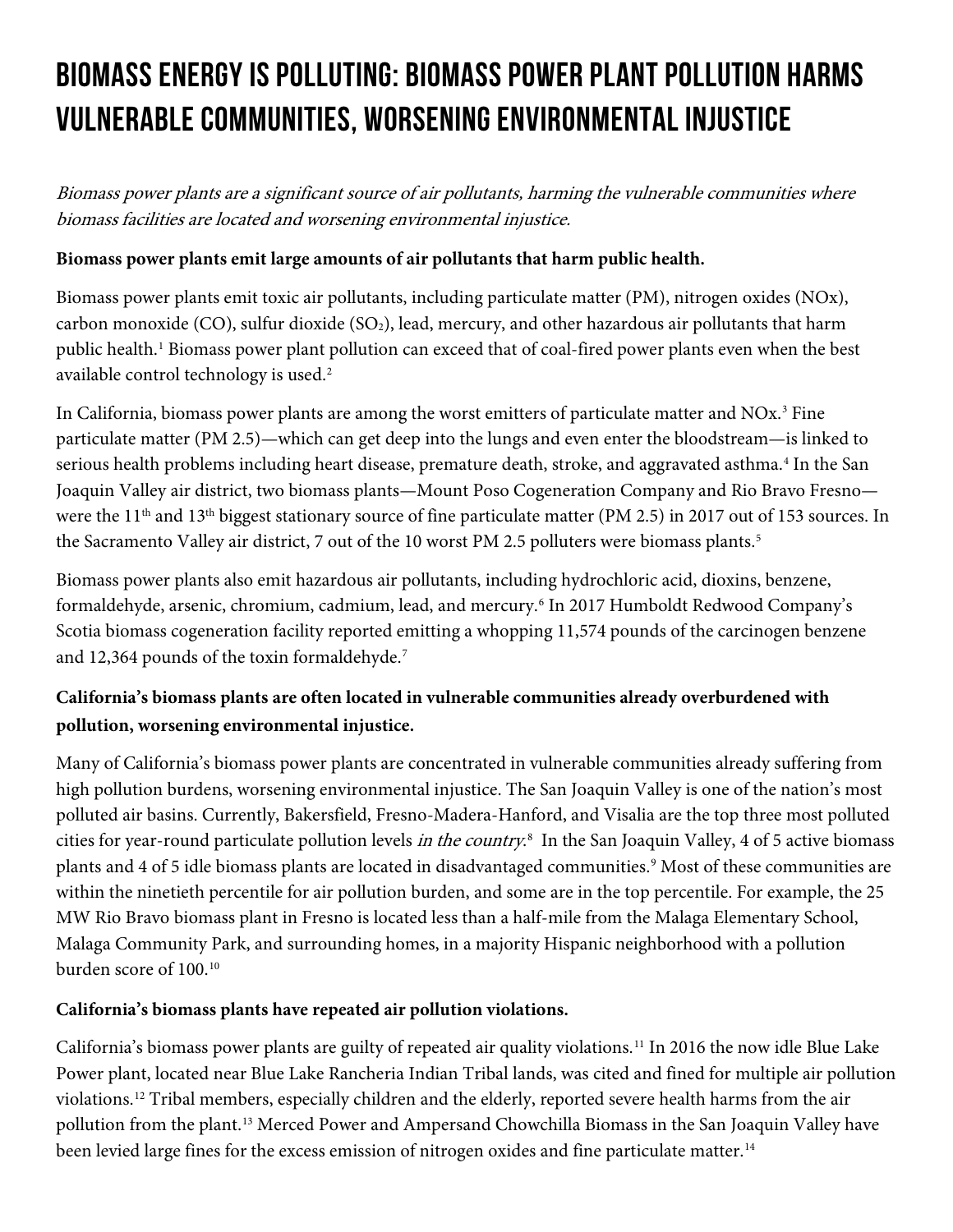# BIOMASS ENERGY IS POLLUTING: BIOMASS POWER PLANT POLLUTION HARMS VULNERABLE COMMUNITIES, WORSENING ENVIRONMENTAL INJUSTICE

*Biomass power plants are a significant source of air pollutants, harming the vulnerable communities where biomass facilities are located and worsening environmental injustice.*

**Biomass power plants emit large amounts of air pollutants that harm public health.**

Biomass power plants emit toxic air pollutants, including particulate matter (PM), nitrogen oxides (NOx), carbon monoxide (CO), sulfur dioxide ($SO_2$), lead, mercury, and other hazardous air pollutants that harm public health.[1] Biomass power plant pollution can exceed that of coal-fired power plants even when the best available control technology is used.[2]

In California, biomass power plants are among the worst emitters of particulate matter and NOx.[3] Fine particulate matter (PM 2.5)—which can get deep into the lungs and even enter the bloodstream—is linked to serious health problems including heart disease, premature death, stroke, and aggravated asthma.[4] In the San Joaquin Valley air district, two biomass plants—Mount Poso Cogeneration Company and Rio Bravo Fresno—were the 11th and 13th biggest stationary source of fine particulate matter (PM 2.5) in 2017 out of 153 sources. In the Sacramento Valley air district, 7 out of the 10 worst PM 2.5 polluters were biomass plants.[5]

Biomass power plants also emit hazardous air pollutants, including hydrochloric acid, dioxins, benzene, formaldehyde, arsenic, chromium, cadmium, lead, and mercury.[6] In 2017 Humboldt Redwood Company's Scotia biomass cogeneration facility reported emitting a whopping 11,574 pounds of the carcinogen benzene and 12,364 pounds of the toxin formaldehyde.[7]

**California's biomass plants are often located in vulnerable communities already overburdened with pollution, worsening environmental injustice.**

Many of California's biomass power plants are concentrated in vulnerable communities already suffering from high pollution burdens, worsening environmental injustice. The San Joaquin Valley is one of the nation's most polluted air basins. Currently, Bakersfield, Fresno-Madera-Hanford, and Visalia are the top three most polluted cities for year-round particulate pollution levels *in the country*.[8] In the San Joaquin Valley, 4 of 5 active biomass plants and 4 of 5 idle biomass plants are located in disadvantaged communities.[9] Most of these communities are within the ninetieth percentile for air pollution burden, and some are in the top percentile. For example, the 25 MW Rio Bravo biomass plant in Fresno is located less than a half-mile from the Malaga Elementary School, Malaga Community Park, and surrounding homes, in a majority Hispanic neighborhood with a pollution burden score of 100.[10]

**California's biomass plants have repeated air pollution violations.**

California's biomass power plants are guilty of repeated air quality violations.[11] In 2016 the now idle Blue Lake Power plant, located near Blue Lake Rancheria Indian Tribal lands, was cited and fined for multiple air pollution violations.[12] Tribal members, especially children and the elderly, reported severe health harms from the air pollution from the plant.[13] Merced Power and Ampersand Chowchilla Biomass in the San Joaquin Valley have been levied large fines for the excess emission of nitrogen oxides and fine particulate matter.[14]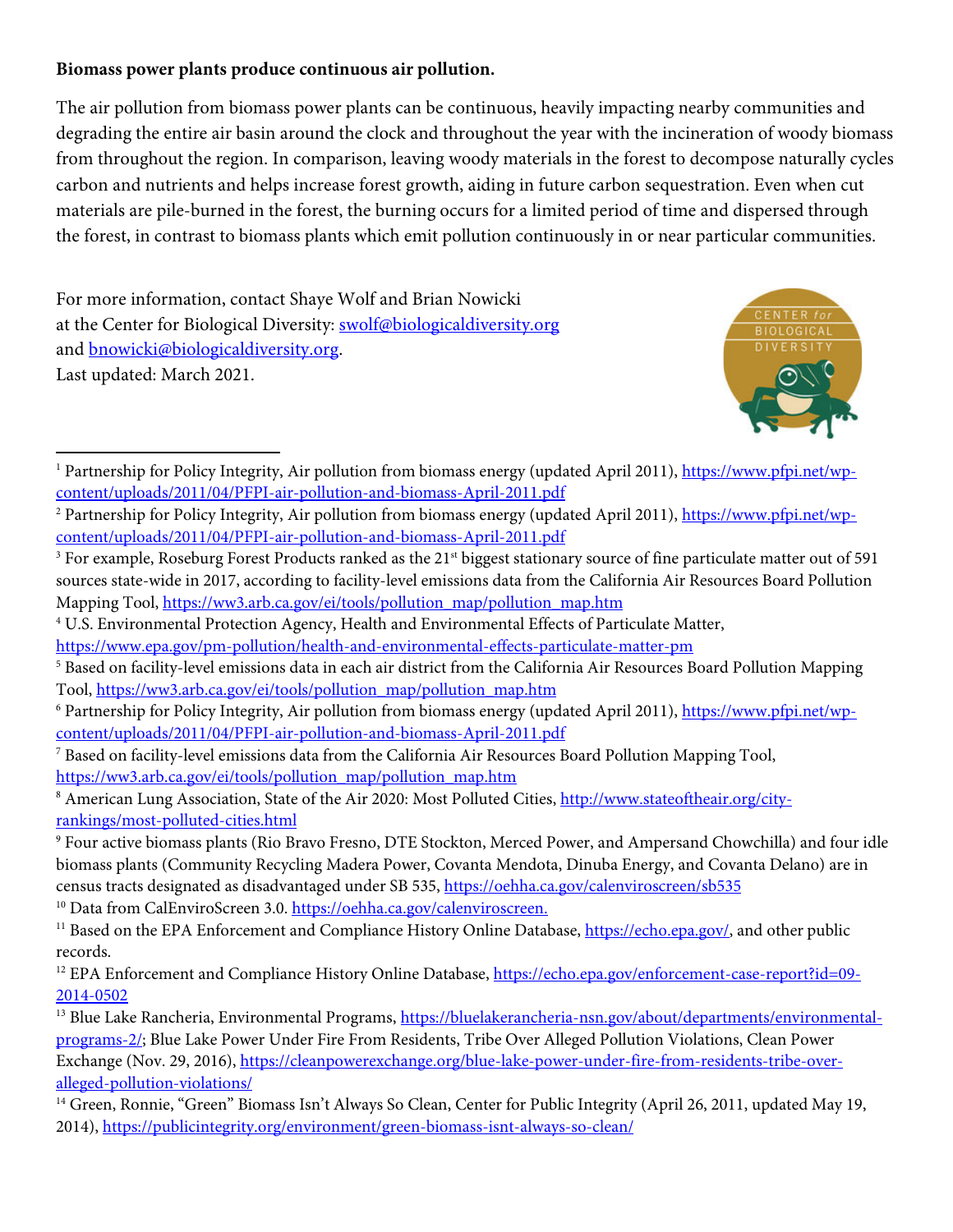**Biomass power plants produce continuous air pollution.**

The air pollution from biomass power plants can be continuous, heavily impacting nearby communities and degrading the entire air basin around the clock and throughout the year with the incineration of woody biomass from throughout the region. In comparison, leaving woody materials in the forest to decompose naturally cycles carbon and nutrients and helps increase forest growth, aiding in future carbon sequestration. Even when cut materials are pile-burned in the forest, the burning occurs for a limited period of time and dispersed through the forest, in contrast to biomass plants which emit pollution continuously in or near particular communities.

For more information, contact Shaye Wolf and Brian Nowicki at the Center for Biological Diversity: swolf@biologicaldiversity.org and bnowicki@biologicaldiversity.org.
Last updated: March 2021.

---

[1] Partnership for Policy Integrity, Air pollution from biomass energy (updated April 2011), https://www.pfpi.net/wp-content/uploads/2011/04/PFPI-air-pollution-and-biomass-April-2011.pdf

[2] Partnership for Policy Integrity, Air pollution from biomass energy (updated April 2011), https://www.pfpi.net/wp-content/uploads/2011/04/PFPI-air-pollution-and-biomass-April-2011.pdf

[3] For example, Roseburg Forest Products ranked as the 21st biggest stationary source of fine particulate matter out of 591 sources state-wide in 2017, according to facility-level emissions data from the California Air Resources Board Pollution Mapping Tool, https://ww3.arb.ca.gov/ei/tools/pollution_map/pollution_map.htm

[4] U.S. Environmental Protection Agency, Health and Environmental Effects of Particulate Matter, https://www.epa.gov/pm-pollution/health-and-environmental-effects-particulate-matter-pm

[5] Based on facility-level emissions data in each air district from the California Air Resources Board Pollution Mapping Tool, https://ww3.arb.ca.gov/ei/tools/pollution_map/pollution_map.htm

[6] Partnership for Policy Integrity, Air pollution from biomass energy (updated April 2011), https://www.pfpi.net/wp-content/uploads/2011/04/PFPI-air-pollution-and-biomass-April-2011.pdf

[7] Based on facility-level emissions data from the California Air Resources Board Pollution Mapping Tool, https://ww3.arb.ca.gov/ei/tools/pollution_map/pollution_map.htm

[8] American Lung Association, State of the Air 2020: Most Polluted Cities, http://www.stateoftheair.org/city-rankings/most-polluted-cities.html

[9] Four active biomass plants (Rio Bravo Fresno, DTE Stockton, Merced Power, and Ampersand Chowchilla) and four idle biomass plants (Community Recycling Madera Power, Covanta Mendota, Dinuba Energy, and Covanta Delano) are in census tracts designated as disadvantaged under SB 535, https://oehha.ca.gov/calenviroscreen/sb535

[10] Data from CalEnviroScreen 3.0. https://oehha.ca.gov/calenviroscreen.

[11] Based on the EPA Enforcement and Compliance History Online Database, https://echo.epa.gov/, and other public records.

[12] EPA Enforcement and Compliance History Online Database, https://echo.epa.gov/enforcement-case-report?id=09-2014-0502

[13] Blue Lake Rancheria, Environmental Programs, https://bluelakerancheria-nsn.gov/about/departments/environmental-programs-2/; Blue Lake Power Under Fire From Residents, Tribe Over Alleged Pollution Violations, Clean Power Exchange (Nov. 29, 2016), https://cleanpowerexchange.org/blue-lake-power-under-fire-from-residents-tribe-over-alleged-pollution-violations/

[14] Green, Ronnie, "Green" Biomass Isn't Always So Clean, Center for Public Integrity (April 26, 2011, updated May 19, 2014), https://publicintegrity.org/environment/green-biomass-isnt-always-so-clean/